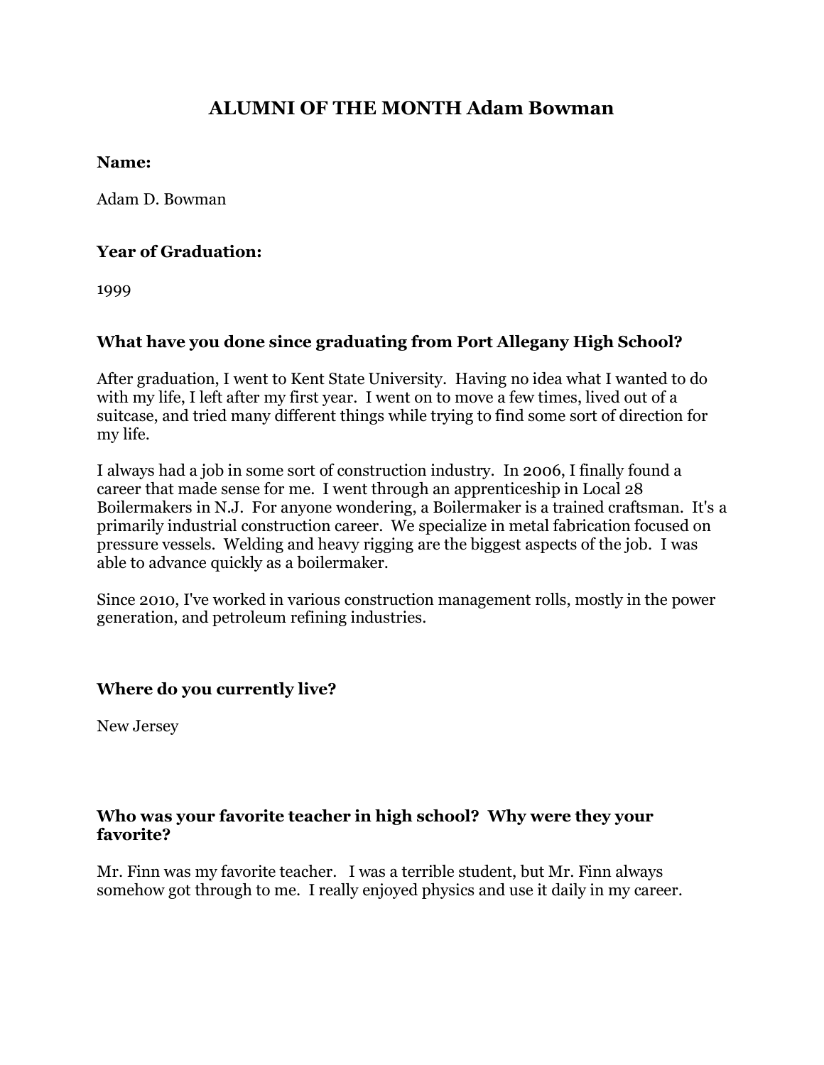# ALUMNI OF THE MONTH Adam Bowman

**Name:**

Adam D. Bowman

**Year of Graduation:**

1999

**What have you done since graduating from Port Allegany High School?**

After graduation, I went to Kent State University. Having no idea what I wanted to do with my life, I left after my first year. I went on to move a few times, lived out of a suitcase, and tried many different things while trying to find some sort of direction for my life.

I always had a job in some sort of construction industry. In 2006, I finally found a career that made sense for me. I went through an apprenticeship in Local 28 Boilermakers in N.J. For anyone wondering, a Boilermaker is a trained craftsman. It's a primarily industrial construction career. We specialize in metal fabrication focused on pressure vessels. Welding and heavy rigging are the biggest aspects of the job. I was able to advance quickly as a boilermaker.

Since 2010, I've worked in various construction management rolls, mostly in the power generation, and petroleum refining industries.

**Where do you currently live?**

New Jersey

**Who was your favorite teacher in high school? Why were they your favorite?**

Mr. Finn was my favorite teacher. I was a terrible student, but Mr. Finn always somehow got through to me. I really enjoyed physics and use it daily in my career.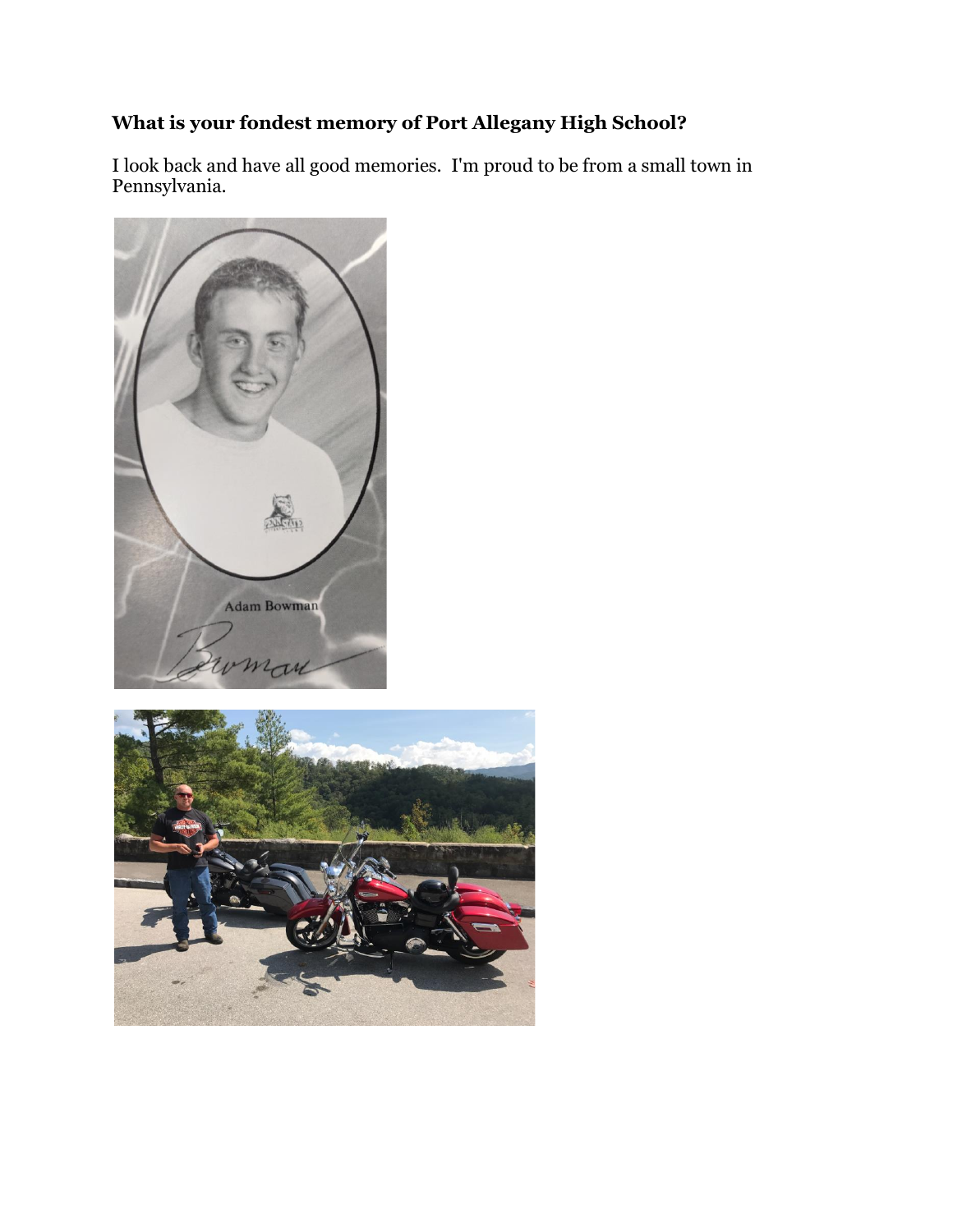**What is your fondest memory of Port Allegany High School?**

I look back and have all good memories. I'm proud to be from a small town in Pennsylvania.